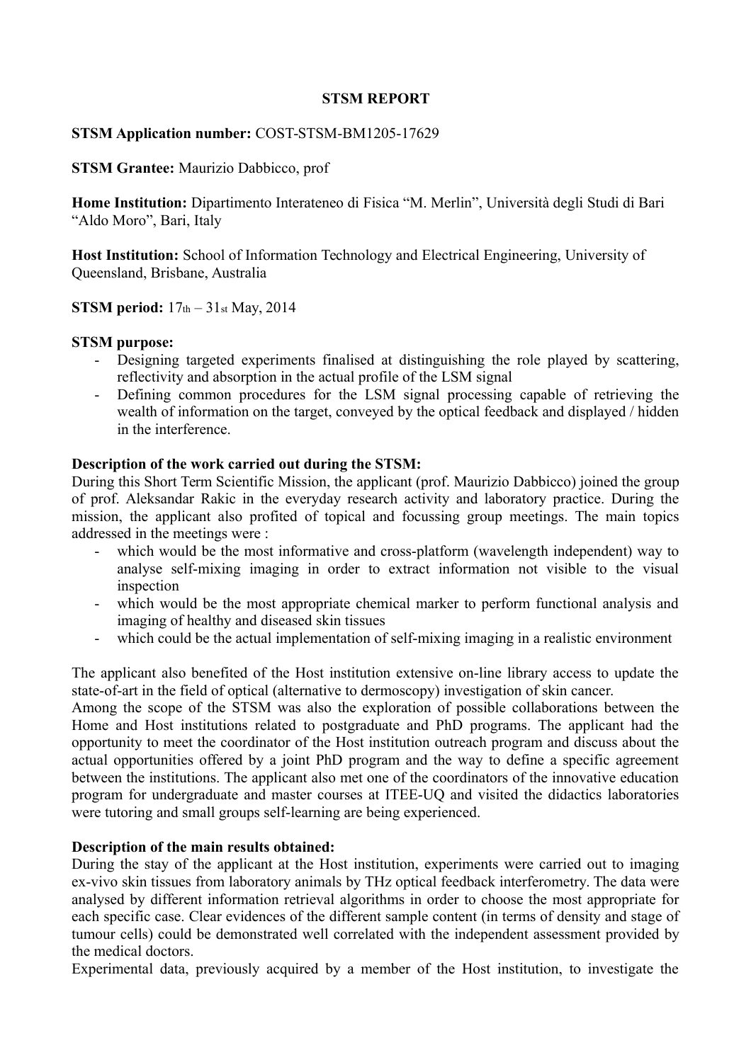# STSM REPORT

**STSM Application number:** COST-STSM-BM1205-17629

**STSM Grantee:** Maurizio Dabbicco, prof

**Home Institution:** Dipartimento Interateneo di Fisica "M. Merlin", Università degli Studi di Bari "Aldo Moro", Bari, Italy

**Host Institution:** School of Information Technology and Electrical Engineering, University of Queensland, Brisbane, Australia

**STSM period:** 17th – 31st May, 2014

**STSM purpose:**

- Designing targeted experiments finalised at distinguishing the role played by scattering, reflectivity and absorption in the actual profile of the LSM signal
- Defining common procedures for the LSM signal processing capable of retrieving the wealth of information on the target, conveyed by the optical feedback and displayed / hidden in the interference.

**Description of the work carried out during the STSM:**

During this Short Term Scientific Mission, the applicant (prof. Maurizio Dabbicco) joined the group of prof. Aleksandar Rakic in the everyday research activity and laboratory practice. During the mission, the applicant also profited of topical and focussing group meetings. The main topics addressed in the meetings were :

- which would be the most informative and cross-platform (wavelength independent) way to analyse self-mixing imaging in order to extract information not visible to the visual inspection
- which would be the most appropriate chemical marker to perform functional analysis and imaging of healthy and diseased skin tissues
- which could be the actual implementation of self-mixing imaging in a realistic environment

The applicant also benefited of the Host institution extensive on-line library access to update the state-of-art in the field of optical (alternative to dermoscopy) investigation of skin cancer.

Among the scope of the STSM was also the exploration of possible collaborations between the Home and Host institutions related to postgraduate and PhD programs. The applicant had the opportunity to meet the coordinator of the Host institution outreach program and discuss about the actual opportunities offered by a joint PhD program and the way to define a specific agreement between the institutions. The applicant also met one of the coordinators of the innovative education program for undergraduate and master courses at ITEE-UQ and visited the didactics laboratories were tutoring and small groups self-learning are being experienced.

**Description of the main results obtained:**

During the stay of the applicant at the Host institution, experiments were carried out to imaging ex-vivo skin tissues from laboratory animals by THz optical feedback interferometry. The data were analysed by different information retrieval algorithms in order to choose the most appropriate for each specific case. Clear evidences of the different sample content (in terms of density and stage of tumour cells) could be demonstrated well correlated with the independent assessment provided by the medical doctors.

Experimental data, previously acquired by a member of the Host institution, to investigate the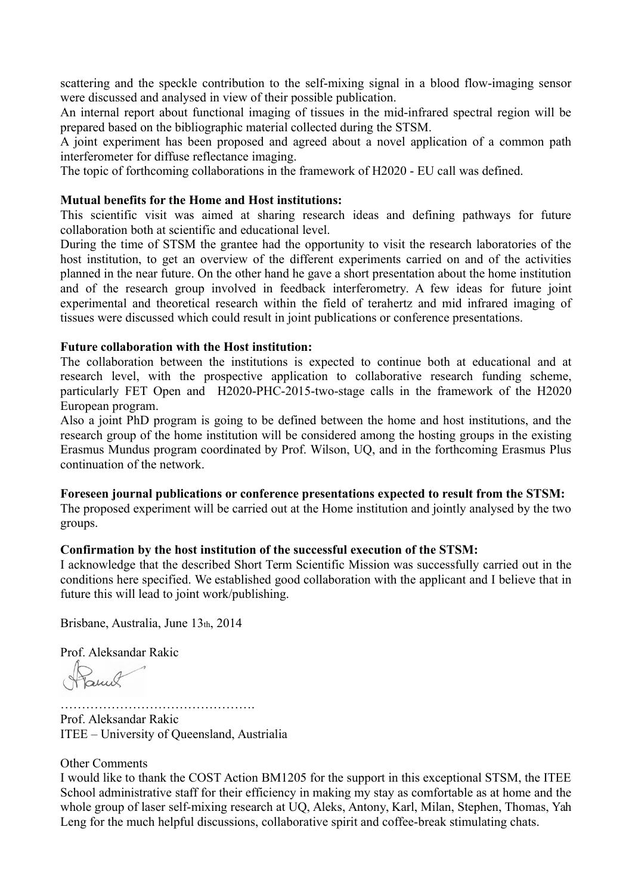scattering and the speckle contribution to the self-mixing signal in a blood flow-imaging sensor were discussed and analysed in view of their possible publication.
An internal report about functional imaging of tissues in the mid-infrared spectral region will be prepared based on the bibliographic material collected during the STSM.
A joint experiment has been proposed and agreed about a novel application of a common path interferometer for diffuse reflectance imaging.
The topic of forthcoming collaborations in the framework of H2020 - EU call was defined.

**Mutual benefits for the Home and Host institutions:**
This scientific visit was aimed at sharing research ideas and defining pathways for future collaboration both at scientific and educational level.
During the time of STSM the grantee had the opportunity to visit the research laboratories of the host institution, to get an overview of the different experiments carried on and of the activities planned in the near future. On the other hand he gave a short presentation about the home institution and of the research group involved in feedback interferometry. A few ideas for future joint experimental and theoretical research within the field of terahertz and mid infrared imaging of tissues were discussed which could result in joint publications or conference presentations.

**Future collaboration with the Host institution:**
The collaboration between the institutions is expected to continue both at educational and at research level, with the prospective application to collaborative research funding scheme, particularly FET Open and H2020-PHC-2015-two-stage calls in the framework of the H2020 European program.
Also a joint PhD program is going to be defined between the home and host institutions, and the research group of the home institution will be considered among the hosting groups in the existing Erasmus Mundus program coordinated by Prof. Wilson, UQ, and in the forthcoming Erasmus Plus continuation of the network.

**Foreseen journal publications or conference presentations expected to result from the STSM:**
The proposed experiment will be carried out at the Home institution and jointly analysed by the two groups.

**Confirmation by the host institution of the successful execution of the STSM:**
I acknowledge that the described Short Term Scientific Mission was successfully carried out in the conditions here specified. We established good collaboration with the applicant and I believe that in future this will lead to joint work/publishing.

Brisbane, Australia, June 13th, 2014

Prof. Aleksandar Rakic

……………………………………….
Prof. Aleksandar Rakic
ITEE – University of Queensland, Austrialia

Other Comments
I would like to thank the COST Action BM1205 for the support in this exceptional STSM, the ITEE School administrative staff for their efficiency in making my stay as comfortable as at home and the whole group of laser self-mixing research at UQ, Aleks, Antony, Karl, Milan, Stephen, Thomas, Yah Leng for the much helpful discussions, collaborative spirit and coffee-break stimulating chats.